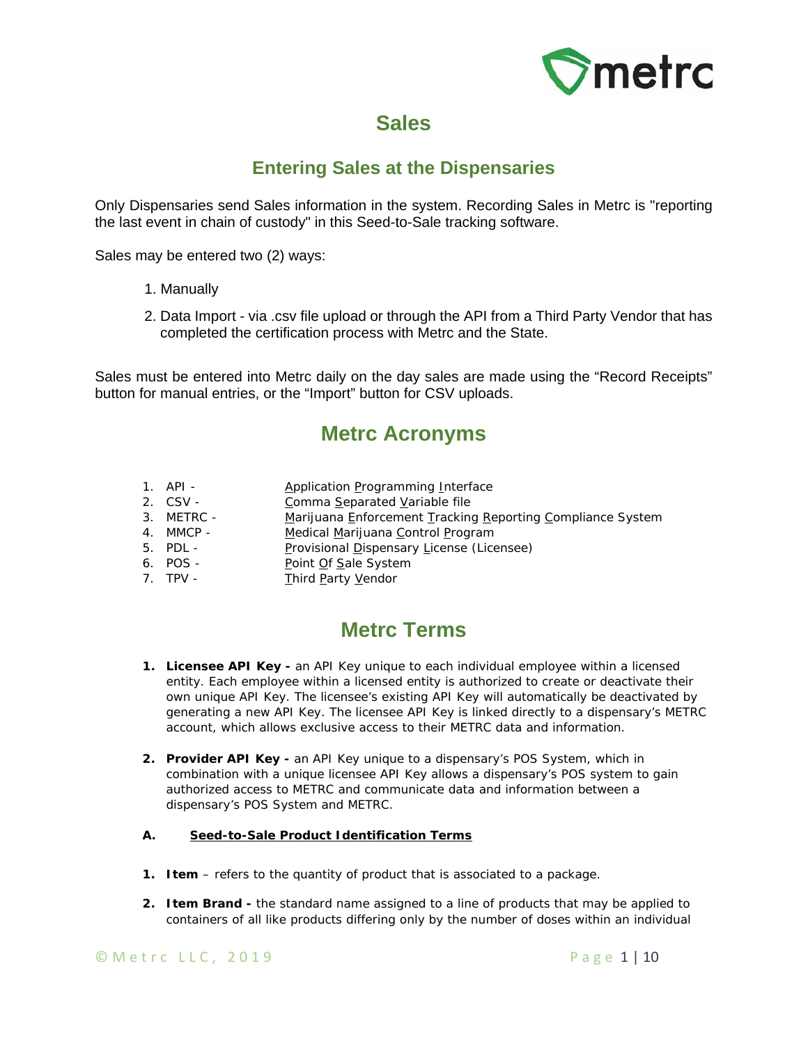# Sales

## Entering Sales at the Dispensaries

Only Dispensaries send Sales information in the system. Recording Sales in Metrc is "reporting the last event in chain of custody" in this Seed-to-Sale tracking software.

Sales may be entered two (2) ways:

1. Manually
2. Data Import - via .csv file upload or through the API from a Third Party Vendor that has completed the certification process with Metrc and the State.

Sales must be entered into Metrc daily on the day sales are made using the “Record Receipts” button for manual entries, or the “Import” button for CSV uploads.

## Metrc Acronyms

1. API - Application Programming Interface
2. CSV - Comma Separated Variable file
3. METRC - Marijuana Enforcement Tracking Reporting Compliance System
4. MMCP - Medical Marijuana Control Program
5. PDL - Provisional Dispensary License (Licensee)
6. POS - Point Of Sale System
7. TPV - Third Party Vendor

## Metrc Terms

1. **Licensee API Key -** an API Key unique to each individual employee within a licensed entity. Each employee within a licensed entity is authorized to create or deactivate their own unique API Key. The licensee’s existing API Key will automatically be deactivated by generating a new API Key. The licensee API Key is linked directly to a dispensary’s METRC account, which allows exclusive access to their METRC data and information.

2. **Provider API Key -** an API Key unique to a dispensary’s POS System, which in combination with a unique licensee API Key allows a dispensary’s POS system to gain authorized access to METRC and communicate data and information between a dispensary’s POS System and METRC.

**A. Seed-to-Sale Product Identification Terms**

1. **Item** – refers to the quantity of product that is associated to a package.

2. **Item Brand -** the standard name assigned to a line of products that may be applied to containers of all like products differing only by the number of doses within an individual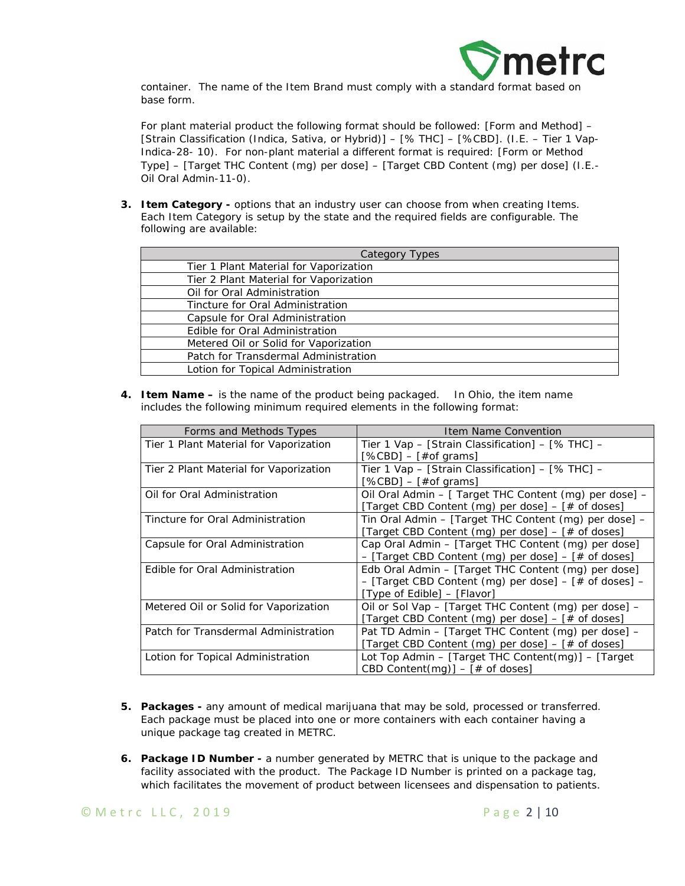container. The name of the Item Brand must comply with a standard format based on base form.

For plant material product the following format should be followed: [Form and Method] – [Strain Classification (Indica, Sativa, or Hybrid)] – [% THC] – [%CBD]. (I.E. – Tier 1 Vap-Indica-28- 10). For non-plant material a different format is required: [Form or Method Type] – [Target THC Content (mg) per dose] – [Target CBD Content (mg) per dose] (I.E.- Oil Oral Admin-11-0).

3. **Item Category -** options that an industry user can choose from when creating Items. Each Item Category is setup by the state and the required fields are configurable. The following are available:

| Category Types |
|---|
| Tier 1 Plant Material for Vaporization |
| Tier 2 Plant Material for Vaporization |
| Oil for Oral Administration |
| Tincture for Oral Administration |
| Capsule for Oral Administration |
| Edible for Oral Administration |
| Metered Oil or Solid for Vaporization |
| Patch for Transdermal Administration |
| Lotion for Topical Administration |

4. **Item Name –** is the name of the product being packaged. In Ohio, the item name includes the following minimum required elements in the following format:

| Forms and Methods Types | Item Name Convention |
|---|---|
| Tier 1 Plant Material for Vaporization | Tier 1 Vap – [Strain Classification] – [% THC] – [%CBD] – [#of grams] |
| Tier 2 Plant Material for Vaporization | Tier 1 Vap – [Strain Classification] – [% THC] – [%CBD] – [#of grams] |
| Oil for Oral Administration | Oil Oral Admin – [ Target THC Content (mg) per dose] – [Target CBD Content (mg) per dose] – [# of doses] |
| Tincture for Oral Administration | Tin Oral Admin – [Target THC Content (mg) per dose] – [Target CBD Content (mg) per dose] – [# of doses] |
| Capsule for Oral Administration | Cap Oral Admin – [Target THC Content (mg) per dose] – [Target CBD Content (mg) per dose] – [# of doses] |
| Edible for Oral Administration | Edb Oral Admin – [Target THC Content (mg) per dose] – [Target CBD Content (mg) per dose] – [# of doses] – [Type of Edible] – [Flavor] |
| Metered Oil or Solid for Vaporization | Oil or Sol Vap – [Target THC Content (mg) per dose] – [Target CBD Content (mg) per dose] – [# of doses] |
| Patch for Transdermal Administration | Pat TD Admin – [Target THC Content (mg) per dose] – [Target CBD Content (mg) per dose] – [# of doses] |
| Lotion for Topical Administration | Lot Top Admin – [Target THC Content(mg)] – [Target CBD Content(mg)] – [# of doses] |

5. **Packages -** any amount of medical marijuana that may be sold, processed or transferred. Each package must be placed into one or more containers with each container having a unique package tag created in METRC.

6. **Package ID Number -** a number generated by METRC that is unique to the package and facility associated with the product. The Package ID Number is printed on a package tag, which facilitates the movement of product between licensees and dispensation to patients.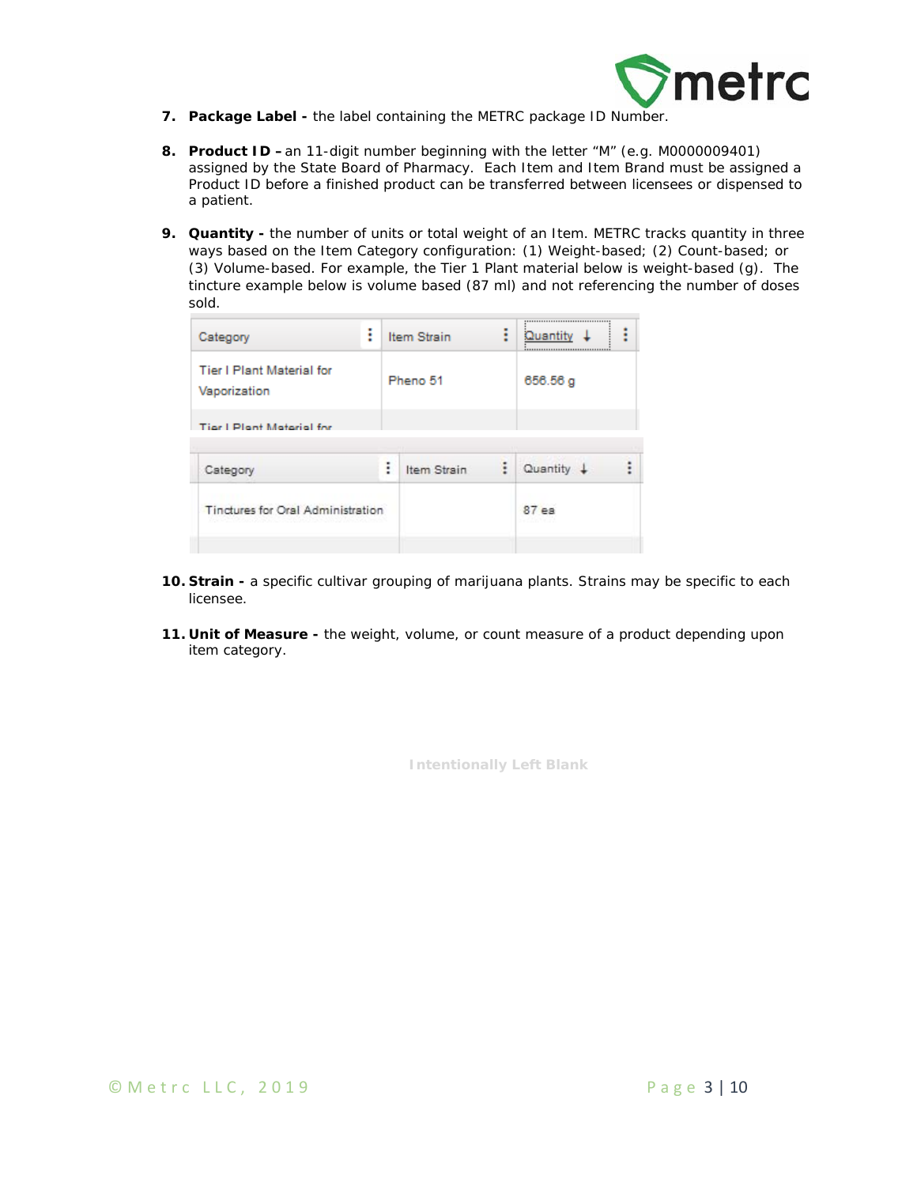7. **Package Label -** the label containing the METRC package ID Number.

8. **Product ID –** an 11-digit number beginning with the letter "M" (e.g. M0000009401) assigned by the State Board of Pharmacy. Each Item and Item Brand must be assigned a Product ID before a finished product can be transferred between licensees or dispensed to a patient.

9. **Quantity -** the number of units or total weight of an Item. METRC tracks quantity in three ways based on the Item Category configuration: (1) Weight-based; (2) Count-based; or (3) Volume-based. For example, the Tier 1 Plant material below is weight-based (g). The tincture example below is volume based (87 ml) and not referencing the number of doses sold.

| Category | Item Strain | Quantity ↓ |
|---|---|---|
| Tier I Plant Material for Vaporization | Pheno 51 | 656.56 g |
| Tier I Plant Material for | | |

| Category | Item Strain | Quantity ↓ |
|---|---|---|
| Tinctures for Oral Administration | | 87 ea |

10. **Strain -** a specific cultivar grouping of marijuana plants. Strains may be specific to each licensee.

11. **Unit of Measure -** the weight, volume, or count measure of a product depending upon item category.

Intentionally Left Blank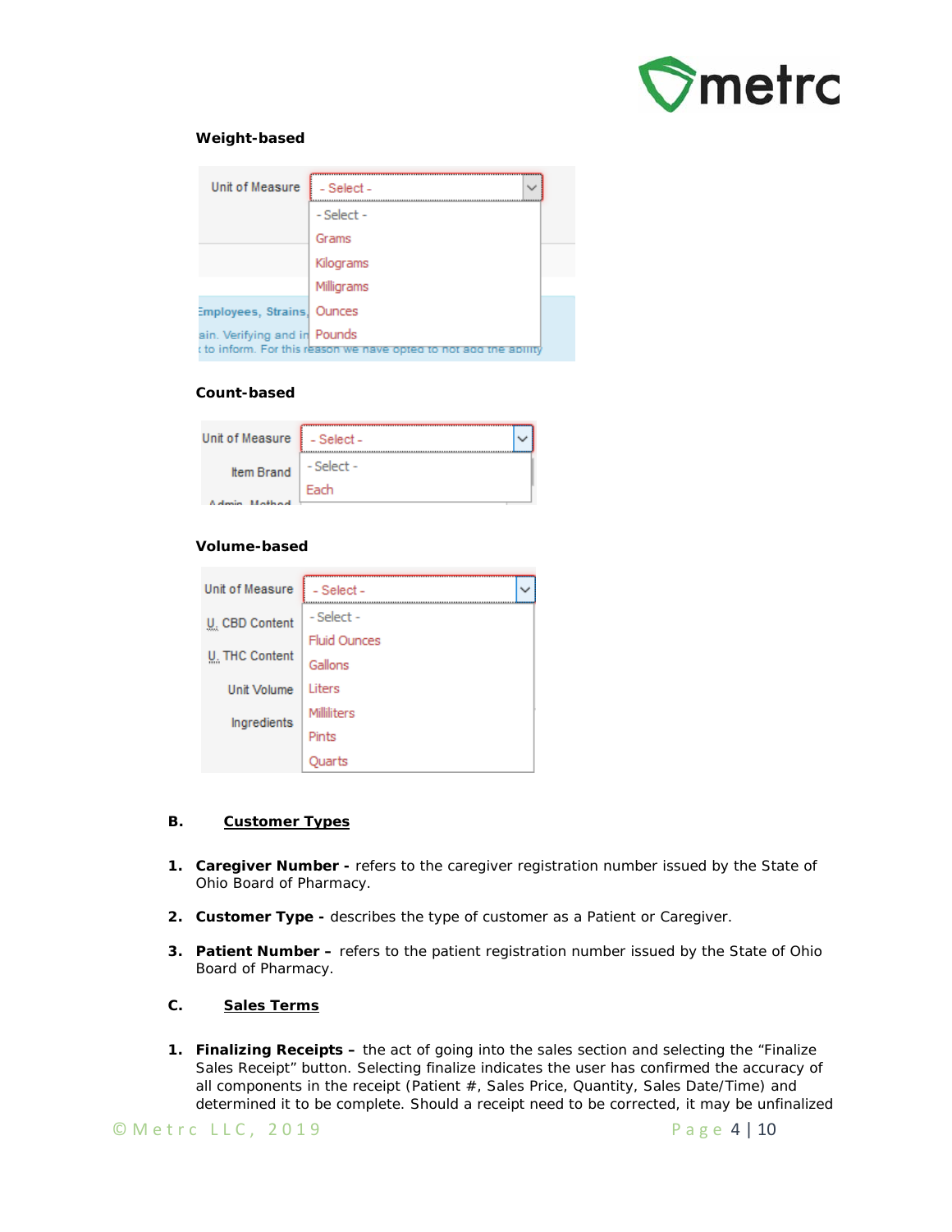**Weight-based**

Unit of Measure: - Select -

- Select -
- Grams
- Kilograms
- Milligrams
- Ounces
- Pounds

**Count-based**

Unit of Measure: - Select -

- Select -
- Each

**Volume-based**

Unit of Measure: - Select -

- Select -
- Fluid Ounces
- Gallons
- Liters
- Milliliters
- Pints
- Quarts

## B. Customer Types

1. **Caregiver Number -** refers to the caregiver registration number issued by the State of Ohio Board of Pharmacy.

2. **Customer Type -** describes the type of customer as a Patient or Caregiver.

3. **Patient Number –** refers to the patient registration number issued by the State of Ohio Board of Pharmacy.

## C. Sales Terms

1. **Finalizing Receipts –** the act of going into the sales section and selecting the "Finalize Sales Receipt" button. Selecting finalize indicates the user has confirmed the accuracy of all components in the receipt (Patient #, Sales Price, Quantity, Sales Date/Time) and determined it to be complete. Should a receipt need to be corrected, it may be unfinalized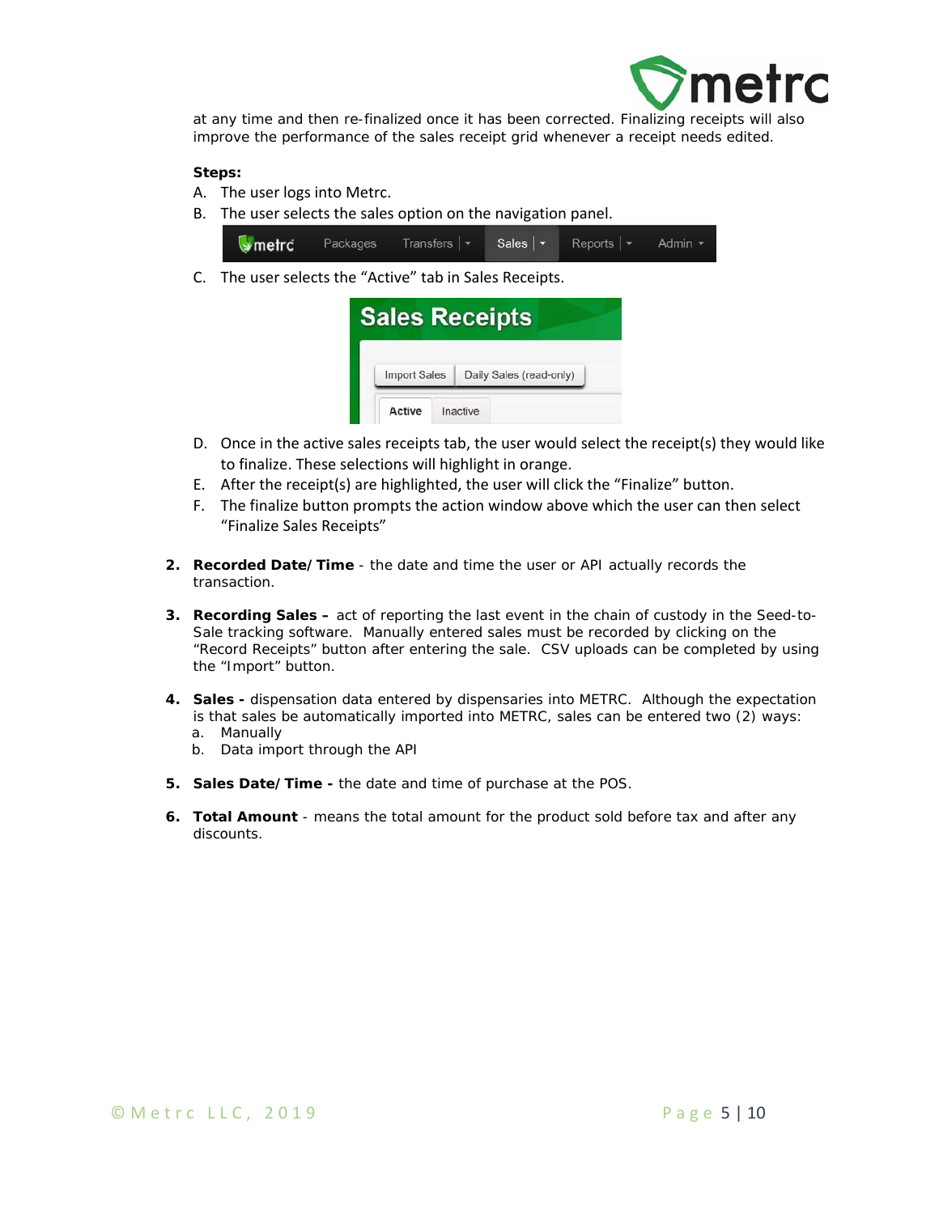at any time and then re-finalized once it has been corrected. Finalizing receipts will also improve the performance of the sales receipt grid whenever a receipt needs edited.

**Steps:**

A. The user logs into Metrc.

B. The user selects the sales option on the navigation panel.

C. The user selects the "Active" tab in Sales Receipts.

D. Once in the active sales receipts tab, the user would select the receipt(s) they would like to finalize. These selections will highlight in orange.

E. After the receipt(s) are highlighted, the user will click the "Finalize" button.

F. The finalize button prompts the action window above which the user can then select "Finalize Sales Receipts"

2. **Recorded Date/Time** - the date and time the user or API actually records the transaction.

3. **Recording Sales –** act of reporting the last event in the chain of custody in the Seed-to-Sale tracking software. Manually entered sales must be recorded by clicking on the "Record Receipts" button after entering the sale. CSV uploads can be completed by using the "Import" button.

4. **Sales -** dispensation data entered by dispensaries into METRC. Although the expectation is that sales be automatically imported into METRC, sales can be entered two (2) ways:
   a. Manually
   b. Data import through the API

5. **Sales Date/Time -** the date and time of purchase at the POS.

6. **Total Amount** - means the total amount for the product sold before tax and after any discounts.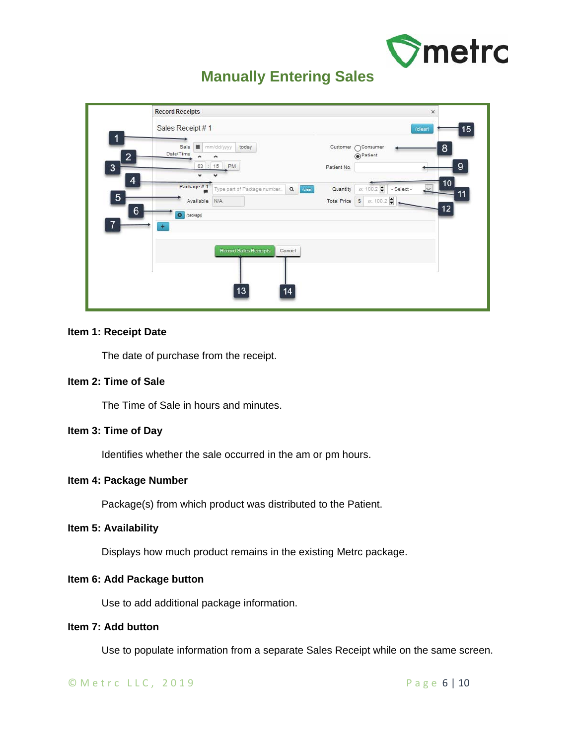## Manually Entering Sales

### Item 1: Receipt Date

The date of purchase from the receipt.

### Item 2: Time of Sale

The Time of Sale in hours and minutes.

### Item 3: Time of Day

Identifies whether the sale occurred in the am or pm hours.

### Item 4: Package Number

Package(s) from which product was distributed to the Patient.

### Item 5: Availability

Displays how much product remains in the existing Metrc package.

### Item 6: Add Package button

Use to add additional package information.

### Item 7: Add button

Use to populate information from a separate Sales Receipt while on the same screen.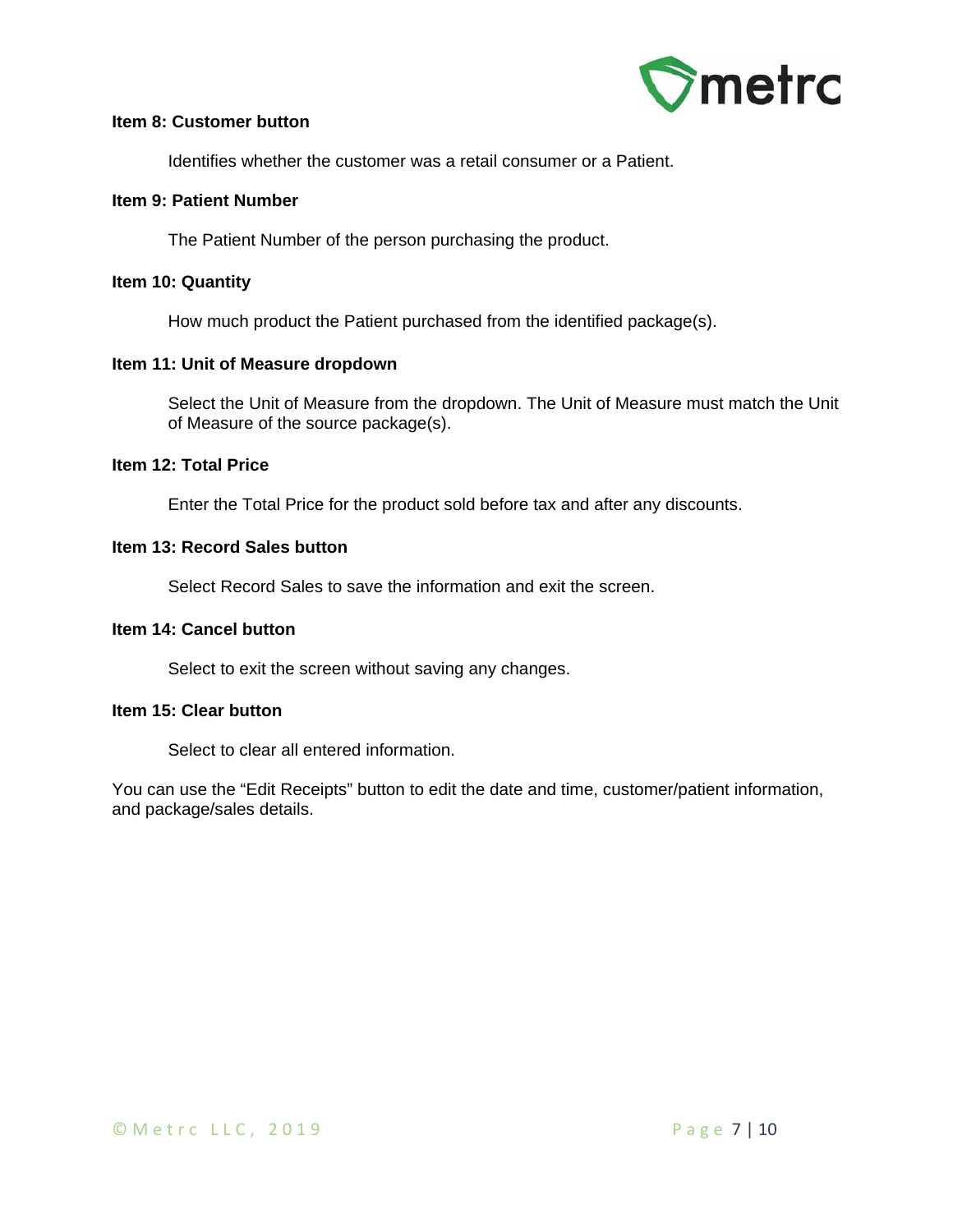**Item 8: Customer button**

Identifies whether the customer was a retail consumer or a Patient.

**Item 9: Patient Number**

The Patient Number of the person purchasing the product.

**Item 10: Quantity**

How much product the Patient purchased from the identified package(s).

**Item 11: Unit of Measure dropdown**

Select the Unit of Measure from the dropdown. The Unit of Measure must match the Unit of Measure of the source package(s).

**Item 12: Total Price**

Enter the Total Price for the product sold before tax and after any discounts.

**Item 13: Record Sales button**

Select Record Sales to save the information and exit the screen.

**Item 14: Cancel button**

Select to exit the screen without saving any changes.

**Item 15: Clear button**

Select to clear all entered information.

You can use the “Edit Receipts” button to edit the date and time, customer/patient information, and package/sales details.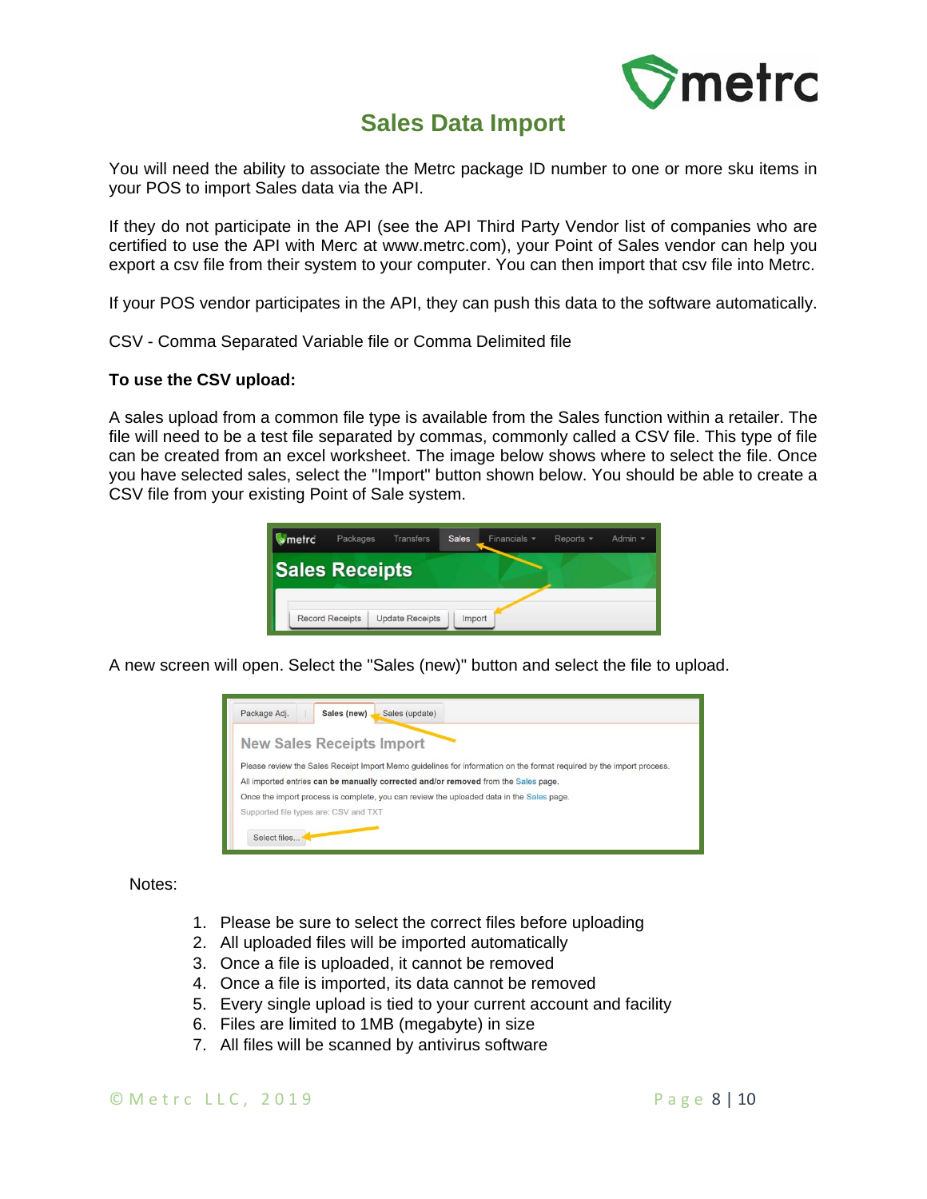# Sales Data Import

You will need the ability to associate the Metrc package ID number to one or more sku items in your POS to import Sales data via the API.

If they do not participate in the API (see the API Third Party Vendor list of companies who are certified to use the API with Merc at www.metrc.com), your Point of Sales vendor can help you export a csv file from their system to your computer. You can then import that csv file into Metrc.

If your POS vendor participates in the API, they can push this data to the software automatically.

CSV - Comma Separated Variable file or Comma Delimited file

**To use the CSV upload:**

A sales upload from a common file type is available from the Sales function within a retailer. The file will need to be a test file separated by commas, commonly called a CSV file. This type of file can be created from an excel worksheet. The image below shows where to select the file. Once you have selected sales, select the "Import" button shown below. You should be able to create a CSV file from your existing Point of Sale system.

A new screen will open. Select the "Sales (new)" button and select the file to upload.

Notes:

1. Please be sure to select the correct files before uploading
2. All uploaded files will be imported automatically
3. Once a file is uploaded, it cannot be removed
4. Once a file is imported, its data cannot be removed
5. Every single upload is tied to your current account and facility
6. Files are limited to 1MB (megabyte) in size
7. All files will be scanned by antivirus software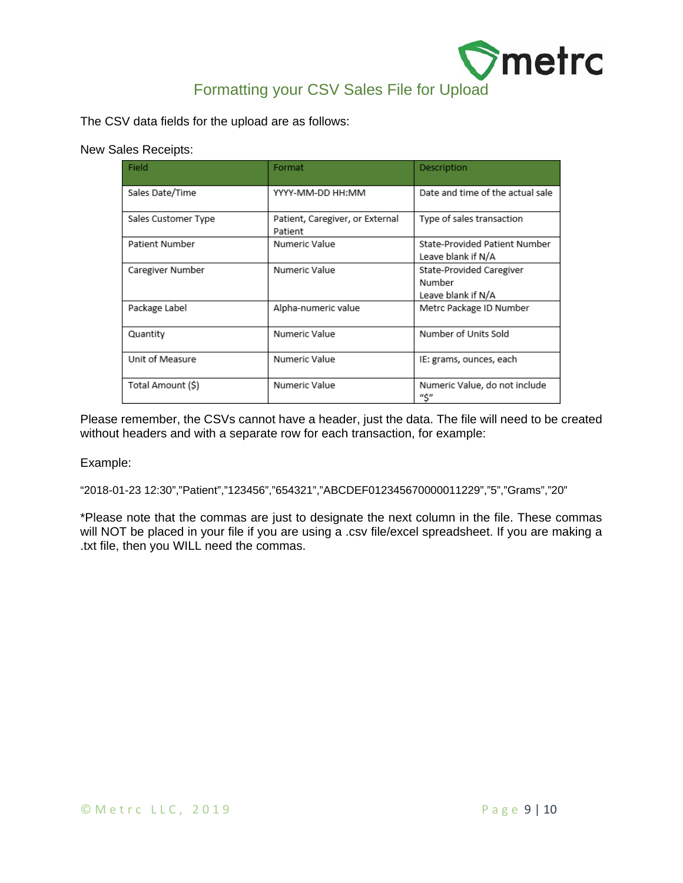# Formatting your CSV Sales File for Upload

The CSV data fields for the upload are as follows:

New Sales Receipts:

| Field | Format | Description |
|---|---|---|
| Sales Date/Time | YYYY-MM-DD HH:MM | Date and time of the actual sale |
| Sales Customer Type | Patient, Caregiver, or External Patient | Type of sales transaction |
| Patient Number | Numeric Value | State-Provided Patient Number<br>Leave blank if N/A |
| Caregiver Number | Numeric Value | State-Provided Caregiver Number<br>Leave blank if N/A |
| Package Label | Alpha-numeric value | Metrc Package ID Number |
| Quantity | Numeric Value | Number of Units Sold |
| Unit of Measure | Numeric Value | IE: grams, ounces, each |
| Total Amount ($) | Numeric Value | Numeric Value, do not include "$" |

Please remember, the CSVs cannot have a header, just the data. The file will need to be created without headers and with a separate row for each transaction, for example:

Example:

"2018-01-23 12:30","Patient","123456","654321","ABCDEF012345670000011229","5","Grams","20"

*Please note that the commas are just to designate the next column in the file. These commas will NOT be placed in your file if you are using a .csv file/excel spreadsheet. If you are making a .txt file, then you WILL need the commas.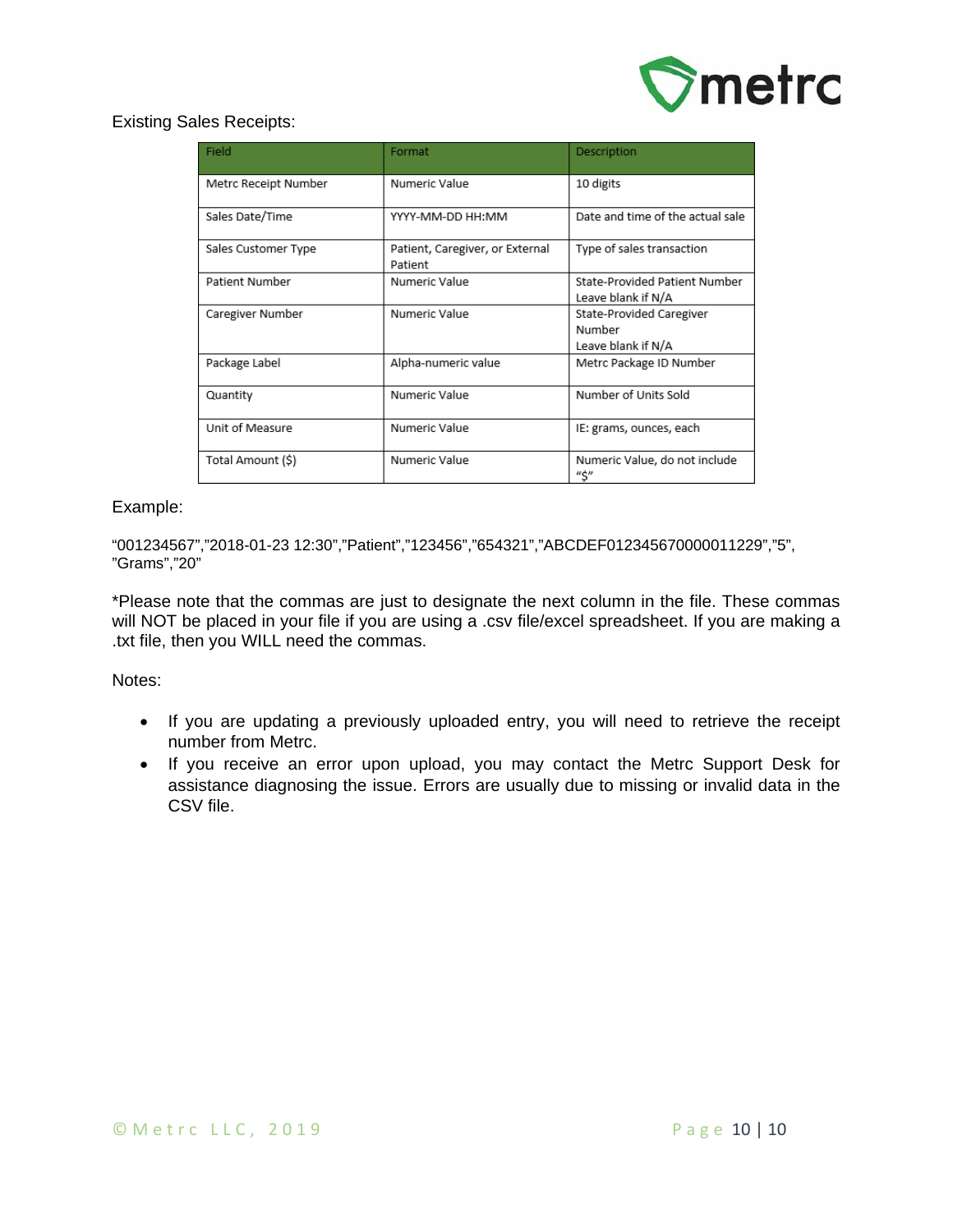Existing Sales Receipts:

| Field | Format | Description |
|---|---|---|
| Metrc Receipt Number | Numeric Value | 10 digits |
| Sales Date/Time | YYYY-MM-DD HH:MM | Date and time of the actual sale |
| Sales Customer Type | Patient, Caregiver, or External Patient | Type of sales transaction |
| Patient Number | Numeric Value | State-Provided Patient Number Leave blank if N/A |
| Caregiver Number | Numeric Value | State-Provided Caregiver Number Leave blank if N/A |
| Package Label | Alpha-numeric value | Metrc Package ID Number |
| Quantity | Numeric Value | Number of Units Sold |
| Unit of Measure | Numeric Value | IE: grams, ounces, each |
| Total Amount ($) | Numeric Value | Numeric Value, do not include "$" |

Example:

"001234567","2018-01-23 12:30","Patient","123456","654321","ABCDEF012345670000011229","5", "Grams","20"

*Please note that the commas are just to designate the next column in the file. These commas will NOT be placed in your file if you are using a .csv file/excel spreadsheet. If you are making a .txt file, then you WILL need the commas.

Notes:

- If you are updating a previously uploaded entry, you will need to retrieve the receipt number from Metrc.
- If you receive an error upon upload, you may contact the Metrc Support Desk for assistance diagnosing the issue. Errors are usually due to missing or invalid data in the CSV file.